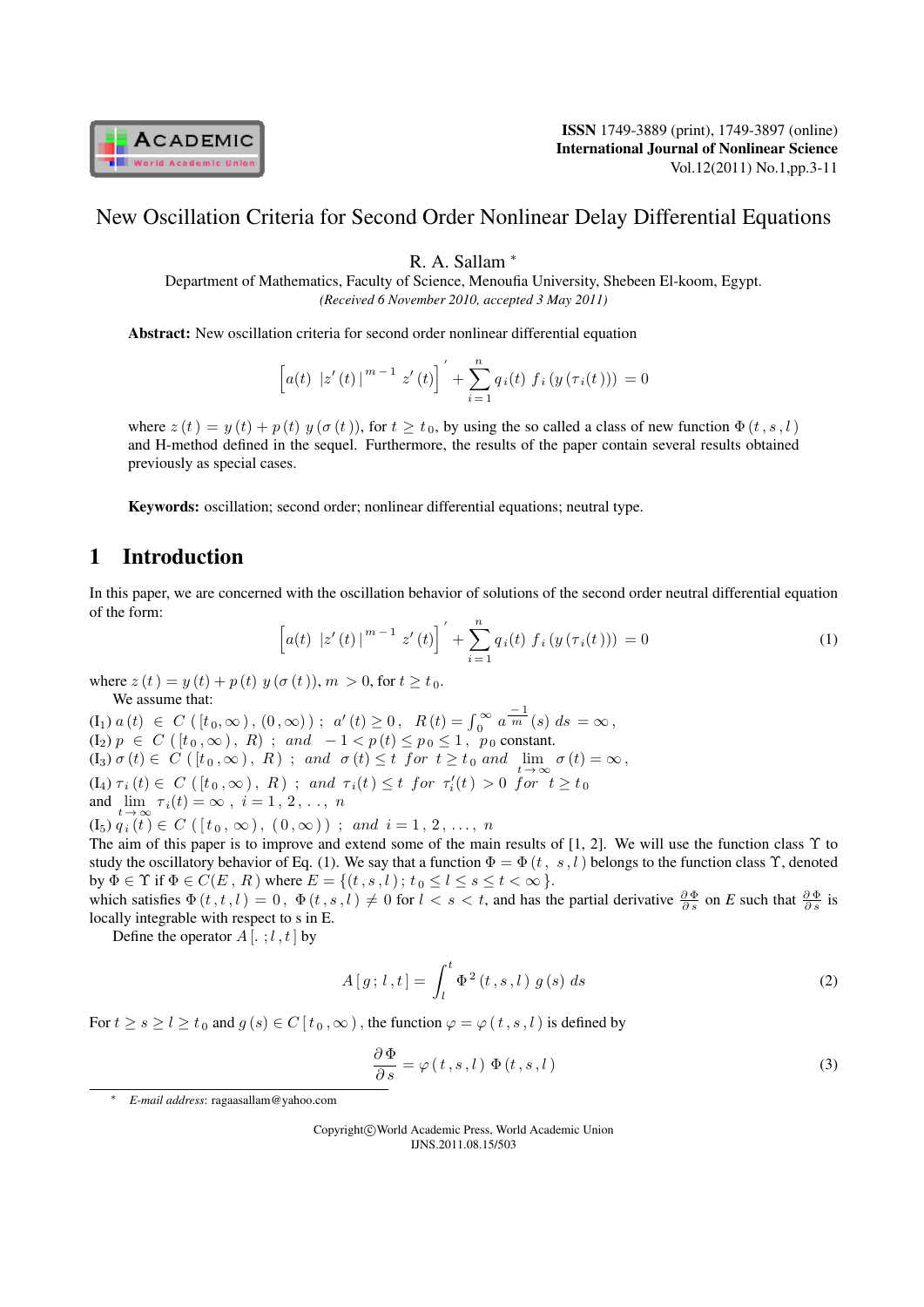# New Oscillation Criteria for Second Order Nonlinear Delay Differential Equations

R. A. Sallam *

Department of Mathematics, Faculty of Science, Menoufia University, Shebeen El-koom, Egypt.

*(Received 6 November 2010, accepted 3 May 2011)*

**Abstract:** New oscillation criteria for second order nonlinear differential equation

$$\left[a(t)\ |z'(t)|^{m-1}\ z'(t)\right]' + \sum_{i=1}^{n} q_i(t)\ f_i(y(\tau_i(t))) = 0$$

where $z(t) = y(t) + p(t)\ y(\sigma(t))$, for $t \geq t_0$, by using the so called a class of new function $\Phi(t, s, l)$ and H-method defined in the sequel. Furthermore, the results of the paper contain several results obtained previously as special cases.

**Keywords:** oscillation; second order; nonlinear differential equations; neutral type.

## 1 Introduction

In this paper, we are concerned with the oscillation behavior of solutions of the second order neutral differential equation of the form:

$$\left[a(t)\ |z'(t)|^{m-1}\ z'(t)\right]' + \sum_{i=1}^{n} q_i(t)\ f_i(y(\tau_i(t))) = 0 \tag{1}$$

where $z(t) = y(t) + p(t)\ y(\sigma(t))$, $m > 0$, for $t \geq t_0$.

We assume that:

(I$_1$) $a(t) \in C([t_0, \infty), (0, \infty))$ ; $a'(t) \geq 0$, $R(t) = \int_0^\infty a^{\frac{-1}{m}}(s)\ ds = \infty$,

(I$_2$) $p \in C([t_0, \infty), R)$ ; and $-1 < p(t) \leq p_0 \leq 1$, $p_0$ constant.

(I$_3$) $\sigma(t) \in C([t_0, \infty), R)$ ; and $\sigma(t) \leq t$ for $t \geq t_0$ and $\lim_{t\to\infty} \sigma(t) = \infty$,

(I$_4$) $\tau_i(t) \in C([t_0, \infty), R)$ ; and $\tau_i(t) \leq t$ for $\tau_i'(t) > 0$ for $t \geq t_0$ and $\lim_{t\to\infty} \tau_i(t) = \infty$ , $i = 1, 2, \ldots, n$

(I$_5$) $q_i(t) \in C([t_0, \infty), (0, \infty))$ ; and $i = 1, 2, \ldots, n$

The aim of this paper is to improve and extend some of the main results of [1, 2]. We will use the function class $\Upsilon$ to study the oscillatory behavior of Eq. (1). We say that a function $\Phi = \Phi(t, s, l)$ belongs to the function class $\Upsilon$, denoted by $\Phi \in \Upsilon$ if $\Phi \in C(E, R)$ where $E = \{(t, s, l);\ t_0 \leq l \leq s \leq t < \infty\}$.

which satisfies $\Phi(t, t, l) = 0$, $\Phi(t, s, l) \neq 0$ for $l < s < t$, and has the partial derivative $\frac{\partial \Phi}{\partial s}$ on $E$ such that $\frac{\partial \Phi}{\partial s}$ is locally integrable with respect to s in E.

Define the operator $A[.\ ; l, t]$ by

$$A[g; l, t] = \int_l^t \Phi^2(t, s, l)\ g(s)\ ds \tag{2}$$

For $t \geq s \geq l \geq t_0$ and $g(s) \in C[t_0, \infty)$, the function $\varphi = \varphi(t, s, l)$ is defined by

$$\frac{\partial \Phi}{\partial s} = \varphi(t, s, l)\ \Phi(t, s, l) \tag{3}$$

* *E-mail address*: ragaasallam@yahoo.com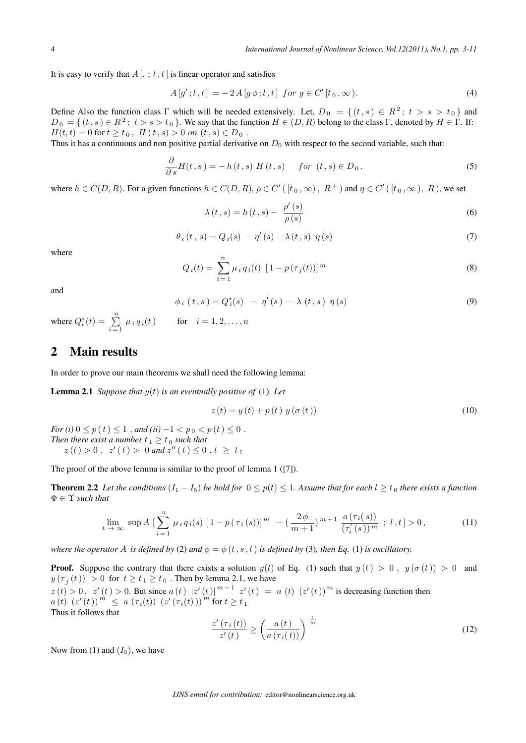It is easy to verify that $A\,[\,.\,;\,l\,,t\,]$ is linear operator and satisfies

$$A\,[g'\,;l\,,t\,]\;=-\,2\,A\,[g\,\phi\,;l\,,t\,]\;\;for\;\;g\in C'\,[t_{\,0}\,,\infty\,). \tag{4}$$

Define Also the function class $\Gamma$ which will be needed extensively. Let, $D_{\,0}\;=\{\,(t\,,s\,)\,\in\,R^{\,2}\,;\;t\,>\,s\,>\,t_{\,0}\,\}$ and $D_{\,0}=\{\,(t\,,s\,)\in R^{\,2}\,;\;t>s>t_{\,0}\,\}$. We say that the function $H\in(D,R)$ belong to the class $\Gamma$, denoted by $H\in\Gamma$. If: $H(t,t)=0$ for $t\geq t_{\,0}\,,\;H\,(\,t\,,s\,)>0\;on\;(t\,,s)\in D_{\,0}$ .

Thus it has a continuous and non positive partial derivative on $D_0$ with respect to the second variable, such that:

$$\frac{\partial}{\partial\,s}H(t\,,s\,)=-\,h\,(t\,,s)\;H\,(t\,,s)\qquad for\;\;(t\,,s)\in D_{\,0}\,. \tag{5}$$

where $h\in C(D,R)$. For a given functions $h\in C(D,R)$, $\rho\in C'\,(\,[t_{\,0}\,,\infty)\,,\;R^{\,+}\,)$ and $\eta\in C'\,(\,[t_{\,0}\,,\infty\,),\;R\,)$, we set

$$\lambda\,(t\,,s)=h\,(t\,,s)-\;\frac{\rho'\,(s)}{\rho\,(s)} \tag{6}$$

$$\theta_{\,i}\,(t\,,\,s)=Q_{\,i}(s)\;\,-\eta'\,(s)-\lambda\,(t\,,s)\;\,\eta\,(s) \tag{7}$$

where

$$Q_{\,i}(t)=\,\sum_{i\,=\,1}^{n}\mu_{\,i}\,q_{\,i}(t)\;\;[\,1-p\,(\tau_{\,j}(t))]^{\,m} \tag{8}$$

and

$$\phi_{\,i}\;(\,t\,,s\,)=Q^{*}_{i}(s)\;\;-\;\eta'\,(\,s\,)-\;\lambda\;(t\,,s\,)\;\;\eta\,(s) \tag{9}$$

where $Q^{*}_{i}(t)=\sum\limits_{i\,=\,1}^{n}\;\mu_{\,i}\,q_{\,i}(t\,)\qquad$ for $\quad i=1,2,\ldots,n$

## 2 Main results

In order to prove our main theorems we shall need the following lemma:

**Lemma 2.1** *Suppose that $y(t)$ is an eventually positive of* (1)*. Let*

$$z\,(t)=y\,(t)+p\,(t\,)\;y\,(\sigma\,(t\,)) \tag{10}$$

*For (i)* $0\leq p\,(\,t\,)\leq 1$ *, and (ii)* $-1<p_{\,0}<p\,(\,t\,)\leq 0$ *.*
*Then there exist a number* $t_{\,1}\geq t_{\,0}$ *such that*
$z\,(\,t\,)>0\;,\;\;z'\,(\,t\,)>\;\,0$ *and* $z''\,(\,t\,)\leq 0\;,t\;\geq\;t_{\,1}$

The proof of the above lemma is similar to the proof of lemma 1 ([7]).

**Theorem 2.2** *Let the conditions* $(I_1-I_5)$ *be hold for* $\;0\leq p(t)\leq 1$*. Assume that for each* $l\geq t_{\,0}$ *there exists a function* $\Phi\in\Upsilon$ *such that*

$$\lim_{t\,\to\,\infty}\;\sup A\;[\,\sum_{i\,=\,1}^{n}\,\mu_{\,i}\,q_{\,i}(s)\;[\,1-p\,(\,\tau_{\,i}\,(s))]^{\,m}\;\;-(\,\frac{2\,\phi}{m+1}\,)^{\,m\,+\,1}\;\frac{a\,(\tau_{\,i}(\,s))}{(\tau_{\,i}^{'}\,(s\,))^{\,m}}\;\;;\,l\,,t\,]>0\,, \tag{11}$$

*where the operator* $A$ *is defined by* (2) *and* $\phi=\phi\,(t\,,s\,,l\,)$ *is defined by* (3)*, then Eq.* (1) *is oscillatory.*

**Proof.** Suppose the contrary that there exists a solution $y(t)$ of Eq. (1) such that $y\,(t\,)\;>\;0\;,\;\;y(\sigma\,(t\,))\;>\;0$ and $y\,(\tau_{\,j}\,(t\,))\;>0$ for $\;t\geq t_{\,1}\geq t_{\,0}$ . Then by lemma 2.1, we have
$z\,(t\,)>0\,,\;\;z'\,(t\,)>0$. But since $a\,(t\,)\;\,|z'\,(t\,)|^{\,m\,-\,1}\;\,z'\,(t\,)\;\,=\;\,a\;(t)\;\;(z'\,(\,t\,))^{\,m}$ is decreasing function then
$a\,(t)\;\;(z'\,(t\,))^{\,m}\;\;\leq\;\;a\;(\tau_{\,i}(t))\;\;(z'\,(\tau_{\,i}(t)\,))^{\,m}$ for $t\geq t_{\,1}$
Thus it follows that

$$\frac{z'\,(\tau_{\,i}\,(t))}{z'\,(\,t\,)}\geq\left(\frac{a\,(\,t\,)}{a\,(\tau_{\,i}(\,t))}\right)^{\,\frac{1}{m}} \tag{12}$$

Now from (1) and $(I_5)$, we have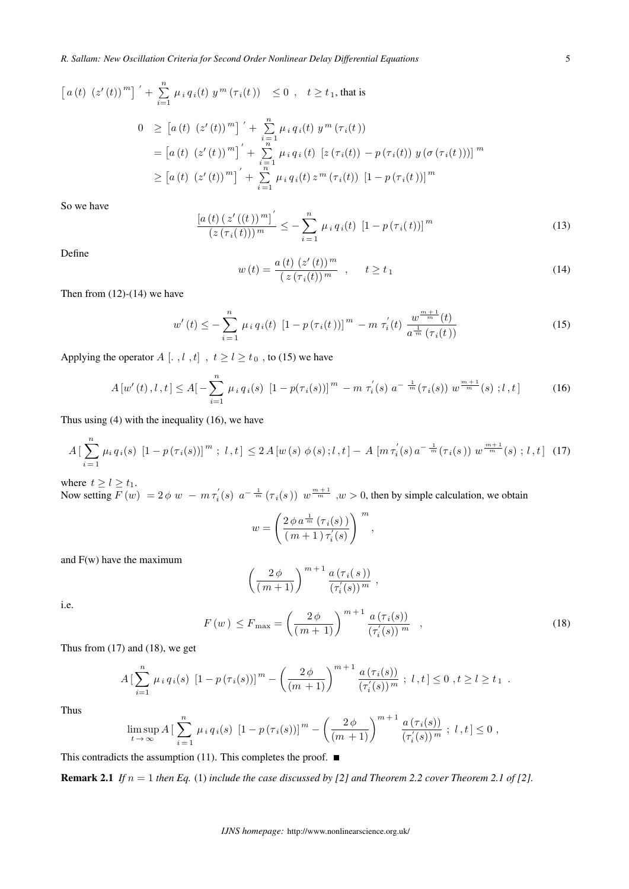$\left[ a(t)\ (z'(t))^m \right]' + \sum_{i=1}^{n} \mu_i q_i(t)\ y^m(\tau_i(t)) \quad \leq 0\ , \quad t \geq t_1$, that is

$$
\begin{aligned}
0 \ &\geq \left[ a(t)\ (z'(t))^m \right]' + \sum_{i=1}^{n} \mu_i q_i(t)\ y^m(\tau_i(t)) \\
&= \left[ a(t)\ (z'(t))^m \right]' + \sum_{i=1}^{n} \mu_i q_i(t)\ \left[ z(\tau_i(t)) - p(\tau_i(t))\ y(\sigma(\tau_i(t))) \right]^m \\
&\geq \left[ a(t)\ (z'(t))^m \right]' + \sum_{i=1}^{n} \mu_i q_i(t)\, z^m(\tau_i(t))\ \left[ 1 - p(\tau_i(t)) \right]^m
\end{aligned}
$$

So we have

$$
\frac{\left[ a(t)\,(z'((t))^m \right]'}{(z(\tau_i(t)))^m} \leq - \sum_{i=1}^{n} \mu_i q_i(t)\ \left[ 1 - p(\tau_i(t)) \right]^m \tag{13}
$$

Define

$$
w(t) = \frac{a(t)\ (z'(t))^m}{(z(\tau_i(t))^m} \quad , \qquad t \geq t_1 \tag{14}
$$

Then from (12)-(14) we have

$$
w'(t) \leq - \sum_{i=1}^{n} \mu_i q_i(t)\ \left[ 1 - p(\tau_i(t)) \right]^m - m\ \tau_i'(t)\ \frac{w^{\frac{m+1}{m}}(t)}{a^{\frac{1}{m}}(\tau_i(t))} \tag{15}
$$

Applying the operator $A\ [.\ , l\ , t]\ \ ,\ t \geq l \geq t_0$ , to (15) we have

$$
A\left[w'(t), l, t\right] \leq A\left[- \sum_{i=1}^{n} \mu_i q_i(s)\ \left[1 - p(\tau_i(s))\right]^m - m\ \tau_i'(s)\ a^{-\frac{1}{m}}(\tau_i(s))\ w^{\frac{m+1}{m}}(s)\ ; l, t\right] \tag{16}
$$

Thus using (4) with the inequality (16), we have

$$
A\left[ \sum_{i=1}^{n} \mu_i q_i(s)\ \left[1 - p(\tau_i(s))\right]^m\ ;\ l, t\right] \leq 2\, A\left[w(s)\ \phi(s)\,; l, t\right] -\ A\ \left[m\, \tau_i'(s)\, a^{-\frac{1}{m}}(\tau_i(s))\ w^{\frac{m+1}{m}}(s)\ ;\ l, t\right] \tag{17}
$$

where $t \geq l \geq t_1$.
Now setting $F(w) \ = 2\,\phi\ w\ -\ m\,\tau_i'(s)\ a^{-\frac{1}{m}}(\tau_i(s))\ w^{\frac{m+1}{m}}$ ,$w > 0$, then by simple calculation, we obtain

$$
w = \left( \frac{2\,\phi\, a^{\frac{1}{m}}(\tau_i(s))}{(m+1)\,\tau_i'(s)} \right)^m ,
$$

and F(w) have the maximum

$$
\left( \frac{2\,\phi}{(m+1)} \right)^{m+1} \frac{a(\tau_i(s))}{(\tau_i'(s))^m} ,
$$

i.e.

$$
F(w) \leq F_{\max} = \left( \frac{2\,\phi}{(m+1)} \right)^{m+1} \frac{a(\tau_i(s))}{(\tau_i'(s))^m} \quad , \tag{18}
$$

Thus from (17) and (18), we get

$$
A\left[ \sum_{i=1}^{n} \mu_i q_i(s)\ \left[1 - p(\tau_i(s))\right]^m - \left( \frac{2\,\phi}{(m+1)} \right)^{m+1} \frac{a(\tau_i(s))}{(\tau_i'(s))^m}\ ;\ l, t\right] \leq 0\ , t \geq l \geq t_1\ .
$$

Thus

$$
\limsup_{t \to \infty} A\left[ \sum_{i=1}^{n} \mu_i q_i(s)\ \left[1 - p(\tau_i(s))\right]^m - \left( \frac{2\,\phi}{(m+1)} \right)^{m+1} \frac{a(\tau_i(s))}{(\tau_i'(s))^m}\ ;\ l, t\right] \leq 0\ ,
$$

This contradicts the assumption (11). This completes the proof. ■

**Remark 2.1** *If $n = 1$ then Eq.* (1) *include the case discussed by [2] and Theorem 2.2 cover Theorem 2.1 of [2].*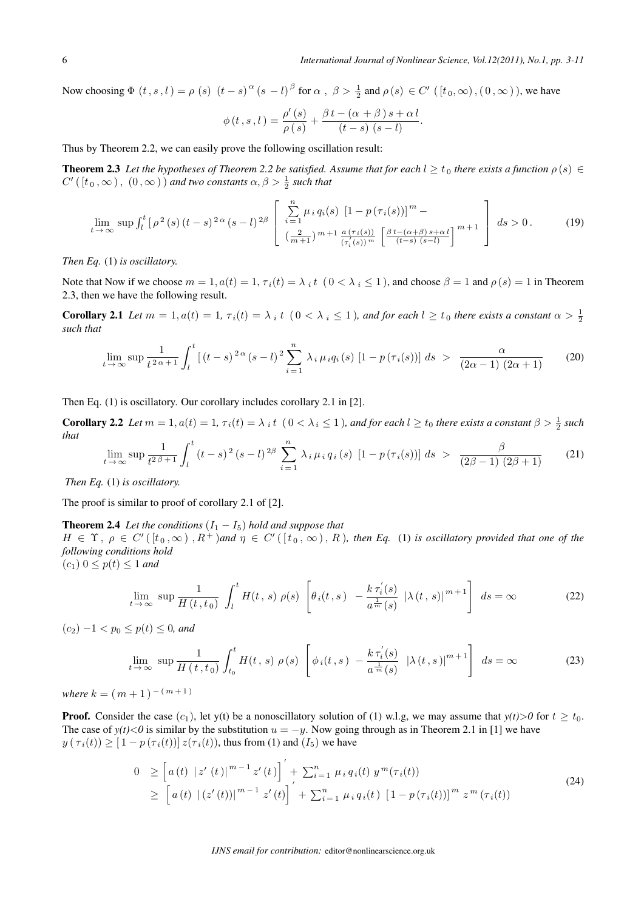Now choosing $\Phi\,(t\,,s\,,l\,)=\rho\,(s)\;\;(t-s)^{\,\alpha}\,(s\;-l)^{\,\beta}$ for $\alpha\;,\;\beta>\frac{1}{2}$ and $\rho\,(s)\in C'\;(\,[t_{\,0}\,,\infty)\,,(\,0\,,\infty\,)\,)$, we have

$$\phi\,(t\,,s\,,l\,)=\frac{\rho'\,(s)}{\rho\,(s)}+\frac{\beta\,t-(\alpha+\beta\,)\,s+\alpha\,l}{(t-s)\;(s-l)}.$$

Thus by Theorem 2.2, we can easily prove the following oscillation result:

**Theorem 2.3** *Let the hypotheses of Theorem 2.2 be satisfied. Assume that for each $l\geq t_{\,0}$ there exists a function $\rho\,(s)\in C'\,(\,[t_{\,0}\,,\infty\,)\,,\;(0\,,\infty\,)\,)$ and two constants $\alpha,\beta>\frac{1}{2}$ such that*

$$\lim_{t\to\infty}\sup\int_l^t\left[\,\rho^{\,2}\,(s)\,(t-s)^{\,2\,\alpha}\,(s-l)^{\,2\beta}\right]\left[\begin{array}{c}\sum\limits_{i=1}^{n}\mu_{\,i}\,q_i(s)\;\;[1-p\,(\tau_i(s))]^{\,m}-\\ (\frac{2}{m+1})^{\,m+1}\,\frac{a\,(\tau_i(s))}{(\tau_i^{'}(s))^{\,m}}\;\left[\frac{\beta\,t-(\alpha+\beta)\,s+\alpha\,l}{(t-s)\;(s-l)}\right]^{\,m+1}\end{array}\right]\,ds>0\,. \tag{19}$$

*Then Eq.* (1) *is oscillatory.*

Note that Now if we choose $m=1,a(t)=1,\,\tau_i(t)=\lambda_{\,i}\,t\;\;(\,0<\lambda_{\,i}\leq1\,)$, and choose $\beta=1$ and $\rho\,(s)=1$ in Theorem 2.3, then we have the following result.

**Corollary 2.1** *Let $m=1,a(t)=1,\,\tau_i(t)=\lambda_{\,i}\,t\;\;(\,0<\lambda_{\,i}\leq1\,)$, and for each $l\geq t_{\,0}$ there exists a constant $\alpha>\frac{1}{2}$ such that*

$$\lim_{t\to\infty}\sup\frac{1}{t^{\,2\,\alpha+1}}\int_l^t\,[\,(t-s)^{\,2\,\alpha}\,(s-l)^{\,2}\sum_{i=1}^{n}\,\lambda_i\,\mu_{\,i}q_i\,(s)\;[1-p\,(\tau_i(s))]\;ds\;\;>\;\;\frac{\alpha}{(2\alpha-1)\;(2\alpha+1)} \tag{20}$$

Then Eq. (1) is oscillatory. Our corollary includes corollary 2.1 in [2].

**Corollary 2.2** *Let $m=1,a(t)=1,\,\tau_i(t)=\lambda_{\,i}\,t\;\;(\,0<\lambda_{\,i}\leq1\,)$, and for each $l\geq t_0$ there exists a constant $\beta>\frac{1}{2}$ such that*

$$\lim_{t\to\infty}\sup\frac{1}{t^{2\,\beta+1}}\int_l^t\,(t-s)^{\,2}\,(s-l)^{\,2\beta}\,\sum_{i=1}^{n}\,\lambda_{\,i}\,\mu_{\,i}\,q_{\,i}\,(s)\;\;[1-p\,(\tau_i(s))]\;ds\;\;>\;\;\frac{\beta}{(2\beta-1)\;(2\beta+1)} \tag{21}$$

*Then Eq.* (1) *is oscillatory.*

The proof is similar to proof of corollary 2.1 of [2].

**Theorem 2.4** *Let the conditions $(I_1-I_5)$ hold and suppose that $H\in\Upsilon,\;\rho\in C'\,(\,[t_{\,0}\,,\infty)\;,R^{+}\,)$and $\eta\in C'\,(\,[\,t_{\,0}\,,\,\infty)\,,\,R\,)$, then Eq.* (1) *is oscillatory provided that one of the following conditions hold*

$(c_1)$ $0\leq p(t)\leq1$ *and*

$$\lim_{t\to\infty}\;\sup\frac{1}{H\,(t\,,t_{\,0})}\;\int_l^t\,H(t\,,\,s)\;\rho(s)\;\left[\theta_{\,i}(t,s\,)\;\;-\frac{k\,\tau_i^{'}(s)}{a^{\frac{1}{m}}\,(s)}\;\;|\lambda\,(t\,,\,s)|^{\,m+1}\right]\;\;ds=\infty \tag{22}$$

$(c_2)$ $-1<p_0\leq p(t)\leq0$*, and*

$$\lim_{t\to\infty}\;\sup\frac{1}{H\,(\,t\,,t_{\,0})}\int_{t_0}^t\,H(t\,,\,s)\;\rho\,(s)\;\left[\phi_{\,i}(t,s\,)\;\;-\frac{k\,\tau_i^{'}(s)}{a^{\frac{1}{m}}(s)}\;\;|\lambda\,(t\,,s\,)|^{m+1}\right]\;\;ds=\infty \tag{23}$$

*where $k=(\,m+1\,)^{-\,(\,m+1\,)}$*

**Proof.** Consider the case $(c_1)$, let y(t) be a nonoscillatory solution of (1) w.l.g, we may assume that *y(t)>0* for $t\geq t_0$. The case of *y(t)<0* is similar by the substitution $u=-y$. Now going through as in Theorem 2.1 in [1] we have $y\,(\,\tau_i(t))\geq[\,1-p\,(\tau_i(t))]\,z(\tau_i(t))$, thus from (1) and $(I_5)$ we have

$$\begin{aligned}0\;&\geq\left[\,a\,(t)\;\;|\,z'\;(t\,)|^{\,m-1}\,z'\,(t\,)\right]^{'}+\textstyle\sum_{i=1}^{n}\,\mu_{\,i}\,q_{\,i}(t)\;y^{\,m}(\tau_i(t))\\ &\geq\;\left[\,a\,(t)\;\;|\,(z'\,(t))|^{\,m-1}\;z'\,(t)\right]^{'}+\textstyle\sum_{i=1}^{n}\,\mu_{\,i}\,q_{\,i}\,(t\,)\;\;[\,1-p\,(\tau_i(t))]^{\,m}\;z^{\,m}\,(\tau_i(t))\end{aligned} \tag{24}$$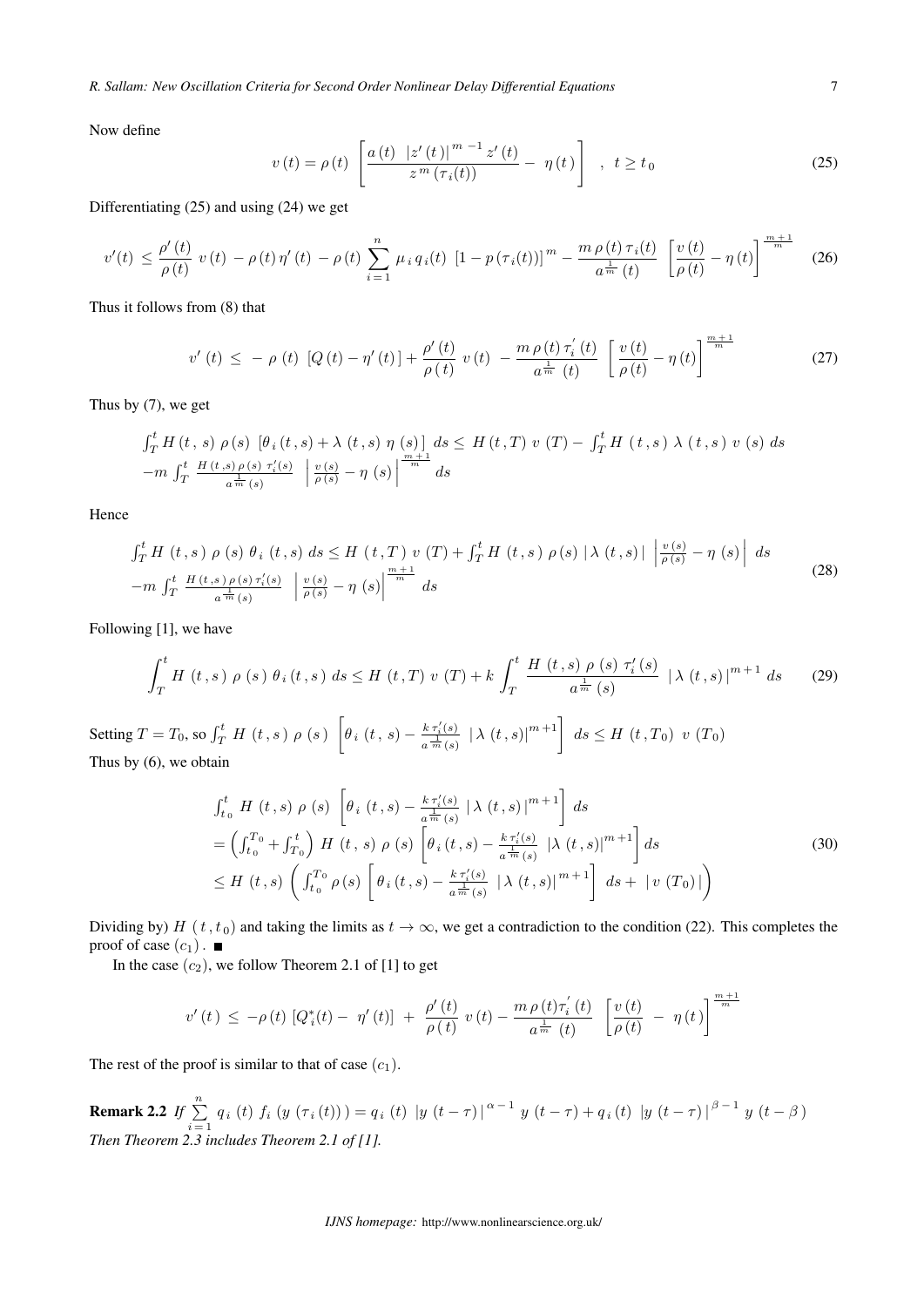Now define

$$v(t) = \rho(t) \left[ \frac{a(t) \ |z'(t)|^{m-1} z'(t)}{z^m(\tau_i(t))} - \eta(t) \right] \quad , \quad t \geq t_0 \tag{25}$$

Differentiating (25) and using (24) we get

$$v'(t) \leq \frac{\rho'(t)}{\rho(t)} v(t) - \rho(t) \eta'(t) - \rho(t) \sum_{i=1}^{n} \mu_i q_i(t) \ [1 - p(\tau_i(t))]^m - \frac{m \rho(t) \tau_i(t)}{a^{\frac{1}{m}}(t)} \left[ \frac{v(t)}{\rho(t)} - \eta(t) \right]^{\frac{m+1}{m}} \tag{26}$$

Thus it follows from (8) that

$$v'(t) \leq -\rho(t) \ [Q(t) - \eta'(t)] + \frac{\rho'(t)}{\rho(t)} v(t) - \frac{m \rho(t) \tau_i'(t)}{a^{\frac{1}{m}}(t)} \left[ \frac{v(t)}{\rho(t)} - \eta(t) \right]^{\frac{m+1}{m}} \tag{27}$$

Thus by (7), we get

$$\int_T^t H(t, s) \ \rho(s) \ [\theta_i(t, s) + \lambda(t, s) \ \eta(s)] \ ds \leq H(t, T) \ v(T) - \int_T^t H(t, s) \ \lambda(t, s) \ v(s) \ ds$$
$$-m \int_T^t \frac{H(t, s) \rho(s) \ \tau_i'(s)}{a^{\frac{1}{m}}(s)} \left| \frac{v(s)}{\rho(s)} - \eta(s) \right|^{\frac{m+1}{m}} ds$$

Hence

$$\begin{aligned} \int_T^t H(t, s) \ \rho(s) \ \theta_i(t, s) \ ds &\leq H(t, T) \ v(T) + \int_T^t H(t, s) \ \rho(s) \ |\lambda(t, s)| \ \left| \frac{v(s)}{\rho(s)} - \eta(s) \right| \ ds \\ &-m \int_T^t \frac{H(t, s) \rho(s) \tau_i'(s)}{a^{\frac{1}{m}}(s)} \left| \frac{v(s)}{\rho(s)} - \eta(s) \right|^{\frac{m+1}{m}} ds \end{aligned} \tag{28}$$

Following [1], we have

$$\int_T^t H(t, s) \ \rho(s) \ \theta_i(t, s) \ ds \leq H(t, T) \ v(T) + k \int_T^t \frac{H(t, s) \ \rho(s) \ \tau_i'(s)}{a^{\frac{1}{m}}(s)} \ |\lambda(t, s)|^{m+1} \ ds \tag{29}$$

Setting $T = T_0$, so $\int_T^t H(t, s) \ \rho(s) \ \left[ \theta_i(t, s) - \frac{k \tau_i'(s)}{a^{\frac{1}{m}}(s)} \ |\lambda(t, s)|^{m+1} \right] \ ds \leq H(t, T_0) \ v(T_0)$

Thus by (6), we obtain

$$\begin{aligned} &\int_{t_0}^t H(t, s) \ \rho(s) \ \left[ \theta_i(t, s) - \frac{k \tau_i'(s)}{a^{\frac{1}{m}}(s)} \ |\lambda(t, s)|^{m+1} \right] ds \\ &= \left( \int_{t_0}^{T_0} + \int_{T_0}^t \right) H(t, s) \ \rho(s) \ \left[ \theta_i(t, s) - \frac{k \tau_i'(s)}{a^{\frac{1}{m}}(s)} \ |\lambda(t, s)|^{m+1} \right] ds \\ &\leq H(t, s) \left( \int_{t_0}^{T_0} \rho(s) \left[ \theta_i(t, s) - \frac{k \tau_i'(s)}{a^{\frac{1}{m}}(s)} \ |\lambda(t, s)|^{m+1} \right] ds + |v(T_0)| \right) \end{aligned} \tag{30}$$

Dividing by) $H(t, t_0)$ and taking the limits as $t \to \infty$, we get a contradiction to the condition (22). This completes the proof of case $(c_1)$. ■

In the case $(c_2)$, we follow Theorem 2.1 of [1] to get

$$v'(t) \leq -\rho(t) \ [Q_i^*(t) - \eta'(t)] + \frac{\rho'(t)}{\rho(t)} v(t) - \frac{m \rho(t) \tau_i'(t)}{a^{\frac{1}{m}}(t)} \left[ \frac{v(t)}{\rho(t)} - \eta(t) \right]^{\frac{m+1}{m}}$$

The rest of the proof is similar to that of case $(c_1)$.

**Remark 2.2** *If* $\sum_{i=1}^{n} q_i(t) \ f_i(y(\tau_i(t))) = q_i(t) \ |y(t-\tau)|^{\alpha-1} \ y(t-\tau) + q_i(t) \ |y(t-\tau)|^{\beta-1} \ y(t-\beta)$ *Then Theorem 2.3 includes Theorem 2.1 of [1].*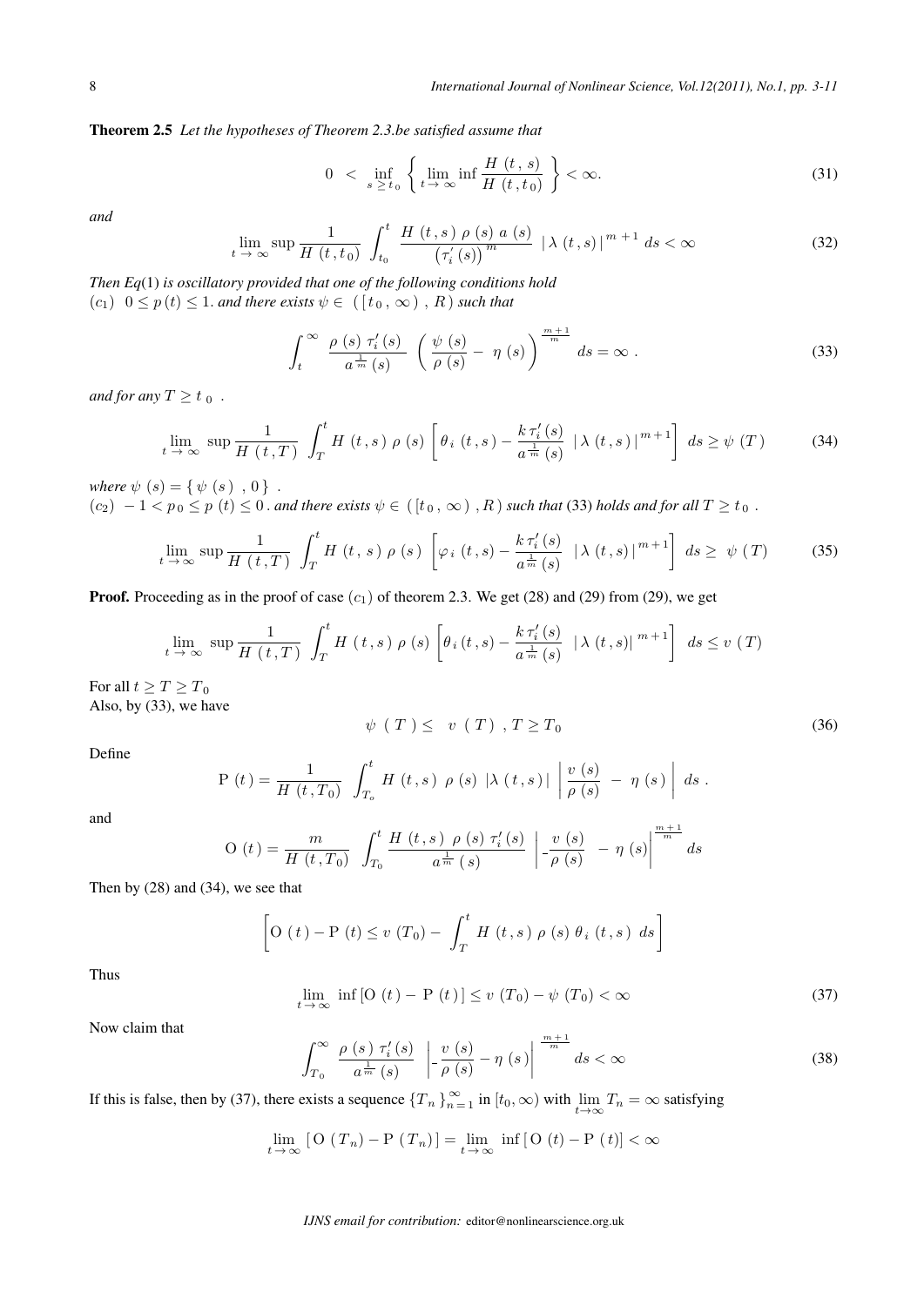**Theorem 2.5** *Let the hypotheses of Theorem 2.3.be satisfied assume that*

$$0 \ < \ \inf_{s \geq t_0} \left\{ \lim_{t \to \infty} \inf \frac{H\ (t\,,s)}{H\ (t\,,t_0)} \right\} < \infty. \tag{31}$$

*and*

$$\lim_{t \to \infty} \sup \frac{1}{H\ (t, t_0)} \int_{t_0}^{t} \frac{H\ (t\,,s\,)\ \rho\ (s)\ a\ (s)}{\left(\tau_i^{\prime}\ (s)\right)^{m}} \ |\,\lambda\ (t\,,s)\,|^{\,m\,+\,1}\ ds < \infty \tag{32}$$

*Then Eq*(1) *is oscillatory provided that one of the following conditions hold*
$(c_1)$ $0 \leq p\,(t) \leq 1$. *and there exists* $\psi \in \ (\,[\,t_0\,,\,\infty\,)\ ,\,R\,)$ *such that*

$$\int_{t}^{\infty} \frac{\rho\ (s)\ \tau_i^{\prime}\,(s)}{a^{\frac{1}{m}}\,(s)} \ \left(\frac{\psi\ (s)}{\rho\ (s)} - \ \eta\ (s)\right)^{\frac{m\,+\,1}{m}} \ ds = \infty\ . \tag{33}$$

*and for any* $T \geq t_0$ .

$$\lim_{t \to \infty} \ \sup \frac{1}{H\ (t\,,T\,)} \int_{T}^{t} H\ (t\,,s\,)\ \rho\ (s) \left[\theta_i\ (t\,,s\,) - \frac{k\,\tau_i^{\prime}\,(s)}{a^{\frac{1}{m}}\,(s)} \ |\,\lambda\ (t\,,s\,)\,|^{\,m\,+\,1}\right] \ ds \geq \psi\ (T\,) \tag{34}$$

*where* $\psi\ (s) = \{\,\psi\ (s)\ \ ,\,0\,\}$ .
$(c_2)$ $-1 < p_0 \leq p\ (t) \leq 0$ . *and there exists* $\psi \in \ (\,[t_0\,,\,\infty\,)\ ,R\,)$ *such that* (33) *holds and for all* $T \geq t_0$ .

$$\lim_{t \to \infty} \sup \frac{1}{H\ (t\,,T\,)} \int_{T}^{t} H\ (t,\ s)\ \rho\ (s) \ \left[\varphi_i\ (t\,,s) - \frac{k\,\tau_i^{\prime}\,(s)}{a^{\frac{1}{m}}\,(s)} \ \ |\,\lambda\ (t\,,s)\,|^{\,m\,+\,1}\right] \ ds \geq \ \psi\ (T) \tag{35}$$

**Proof.** Proceeding as in the proof of case $(c_1)$ of theorem 2.3. We get (28) and (29) from (29), we get

$$\lim_{t \to \infty} \ \sup \frac{1}{H\ (\,t\,,T\,)} \int_{T}^{t} H\ (\,t\,,s\,)\ \rho\ (s) \left[\theta_i\,(t\,,s) - \frac{k\,\tau_i^{\prime}\,(s)}{a^{\frac{1}{m}}\,(s)} \ \ |\,\lambda\ (t\,,s)|^{\,m\,+\,1}\right] \ ds \leq v\ (T)$$

For all $t \geq T \geq T_0$
Also, by (33), we have

$$\psi\ \ (\,T\,) \leq \ \ v\ (\,T\,)\ \ ,\,T \geq T_0 \tag{36}$$

Define

$$\mathrm{P}\ (t\,) = \frac{1}{H\ (t\,,T_0)} \ \int_{T_o}^{t} H\ (t\,,s\,)\ \ \rho\ (s)\ \ |\lambda\ (t\,,s\,)| \ \left|\ \frac{v\ (s)}{\rho\ (s)} \ - \ \eta\ (s\,)\ \right| \ ds\ .$$

and

$$\mathrm{O}\ (t\,) = \frac{m}{H\ (t\,,T_0)} \ \int_{T_0}^{t} \frac{H\ (t\,,s\,)\ \ \rho\ (s)\ \tau_i^{\prime}\,(s)}{a^{\frac{1}{m}}\ (\,s)} \ \left|\text{-}\frac{v\ (s)}{\rho\ (s)} \ \ - \eta\ (s)\right|^{\frac{m\,+\,1}{m}} ds$$

Then by (28) and (34), we see that

$$\left[\mathrm{O}\ (\,t\,) - \mathrm{P}\ (t) \leq v\ (T_0) - \ \int_{T}^{t} H\ (t\,,s\,)\ \rho\ (s)\ \theta_i\ (t\,,s\,)\ \ ds\right]$$

Thus

$$\lim_{t \to \infty} \ \inf\,[\mathrm{O}\ (t) - \ \mathrm{P}\ (\,t\,)\,] \leq v\ (T_0) - \psi\ (T_0) < \infty \tag{37}$$

Now claim that

$$\int_{T_0}^{\infty} \frac{\rho\ (s\,)\ \tau_i^{\prime}\,(s)}{a^{\frac{1}{m}}\,(s)} \ \left|\text{-}\frac{v\ (s)}{\rho\ (s)} - \eta\ (s\,)\right|^{\frac{m\,+\,1}{m}} ds < \infty \tag{38}$$

If this is false, then by (37), there exists a sequence $\{T_n\,\}_{n\,=\,1}^{\infty}$ in $[t_0, \infty)$ with $\lim\limits_{t \to \infty} T_n = \infty$ satisfying

$$\lim_{t \to \infty}\ [\,\mathrm{O}\ (\,T_n) - \mathrm{P}\ (\,T_n)\,] = \lim_{t \to \infty} \ \inf\,[\,\mathrm{O}\ (t) - \mathrm{P}\ (\,t)] < \infty$$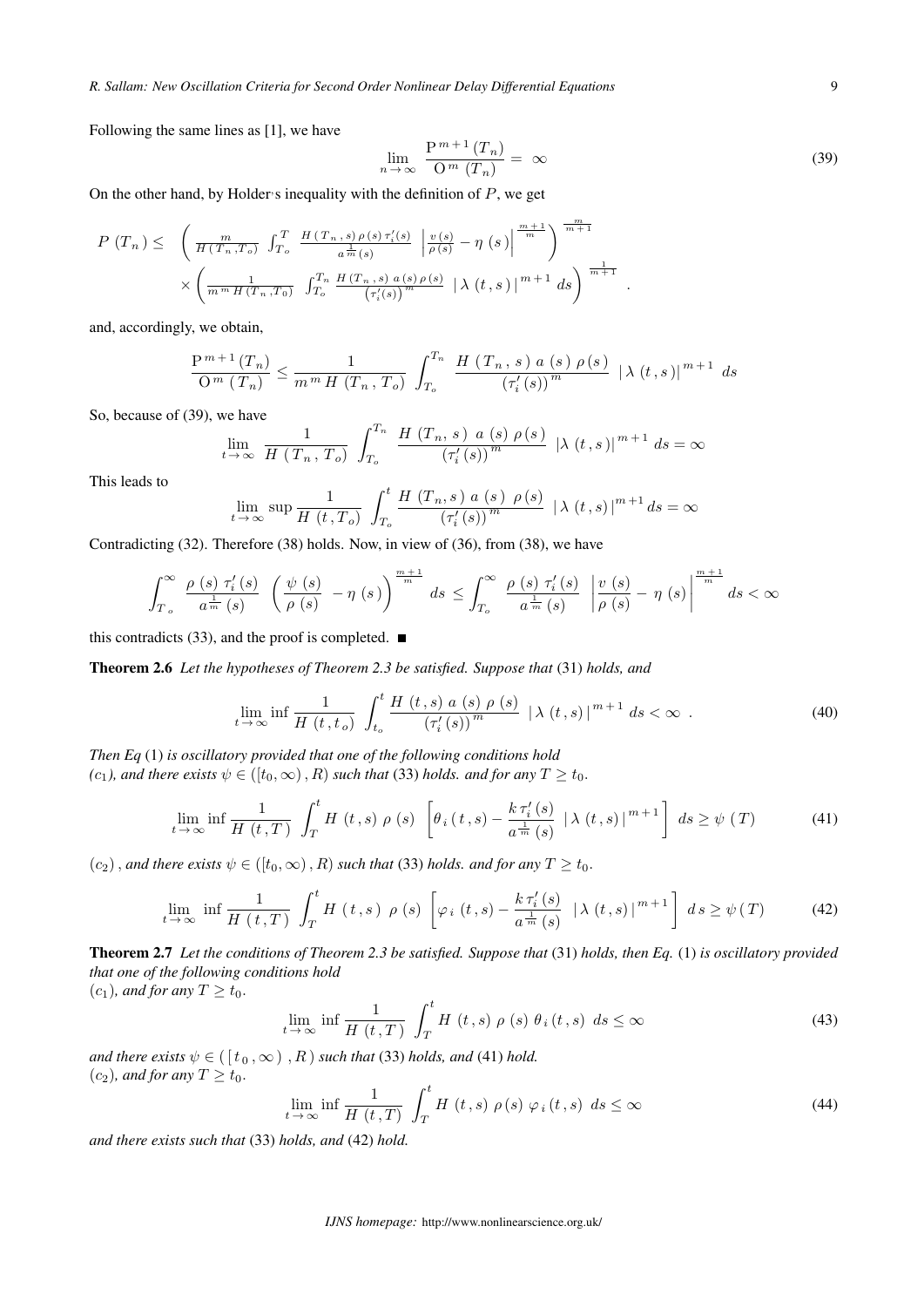Following the same lines as [1], we have

$$\lim_{n \to \infty} \frac{\mathrm{P}^{m+1}(T_n)}{\mathrm{O}^{m}(T_n)} = \infty \tag{39}$$

On the other hand, by Holder's inequality with the definition of $P$, we get

$$P(T_n) \le \left( \frac{m}{H(T_n, T_o)} \int_{T_o}^{T} \frac{H(T_n, s)\,\rho(s)\,\tau_i'(s)}{a^{\frac{1}{m}}(s)} \left| \frac{v(s)}{\rho(s)} - \eta(s) \right|^{\frac{m+1}{m}} \right)^{\frac{m}{m+1}} \times \left( \frac{1}{m^m H(T_n, T_0)} \int_{T_o}^{T_n} \frac{H(T_n, s)\, a(s)\, \rho(s)}{\left(\tau_i'(s)\right)^m} \left| \lambda(t, s) \right|^{m+1} ds \right)^{\frac{1}{m+1}}.$$

and, accordingly, we obtain,

$$\frac{\mathrm{P}^{m+1}(T_n)}{\mathrm{O}^{m}(T_n)} \le \frac{1}{m^m H(T_n, T_o)} \int_{T_o}^{T_n} \frac{H(T_n, s)\, a(s)\, \rho(s)}{\left(\tau_i'(s)\right)^m} \left| \lambda(t, s) \right|^{m+1} ds$$

So, because of (39), we have

$$\lim_{t \to \infty} \frac{1}{H(T_n, T_o)} \int_{T_o}^{T_n} \frac{H(T_n, s)\, a(s)\, \rho(s)}{\left(\tau_i'(s)\right)^m} \left| \lambda(t, s) \right|^{m+1} ds = \infty$$

This leads to

$$\lim_{t \to \infty} \sup \frac{1}{H(t, T_o)} \int_{T_o}^{t} \frac{H(T_n, s)\, a(s)\, \rho(s)}{\left(\tau_i'(s)\right)^m} \left| \lambda(t, s) \right|^{m+1} ds = \infty$$

Contradicting (32). Therefore (38) holds. Now, in view of (36), from (38), we have

$$\int_{T_o}^{\infty} \frac{\rho(s)\, \tau_i'(s)}{a^{\frac{1}{m}}(s)} \left( \frac{\psi(s)}{\rho(s)} - \eta(s) \right)^{\frac{m+1}{m}} ds \le \int_{T_o}^{\infty} \frac{\rho(s)\, \tau_i'(s)}{a^{\frac{1}{m}}(s)} \left| \frac{v(s)}{\rho(s)} - \eta(s) \right|^{\frac{m+1}{m}} ds < \infty$$

this contradicts (33), and the proof is completed. ■

**Theorem 2.6** *Let the hypotheses of Theorem 2.3 be satisfied. Suppose that* (31) *holds, and*

$$\lim_{t \to \infty} \inf \frac{1}{H(t, t_o)} \int_{t_o}^{t} \frac{H(t, s)\, a(s)\, \rho(s)}{\left(\tau_i'(s)\right)^m} \left| \lambda(t, s) \right|^{m+1} ds < \infty. \tag{40}$$

*Then Eq* (1) *is oscillatory provided that one of the following conditions hold*
*($c_1$), and there exists $\psi \in ([t_0, \infty), R)$ such that* (33) *holds. and for any $T \ge t_0$.*

$$\lim_{t \to \infty} \inf \frac{1}{H(t, T)} \int_{T}^{t} H(t, s)\, \rho(s) \left[ \theta_i(t, s) - \frac{k\, \tau_i'(s)}{a^{\frac{1}{m}}(s)} \left| \lambda(t, s) \right|^{m+1} \right] ds \ge \psi(T) \tag{41}$$

*($c_2$), and there exists $\psi \in ([t_0, \infty), R)$ such that* (33) *holds. and for any $T \ge t_0$.*

$$\lim_{t \to \infty} \inf \frac{1}{H(t, T)} \int_{T}^{t} H(t, s)\, \rho(s) \left[ \varphi_i(t, s) - \frac{k\, \tau_i'(s)}{a^{\frac{1}{m}}(s)} \left| \lambda(t, s) \right|^{m+1} \right] ds \ge \psi(T) \tag{42}$$

**Theorem 2.7** *Let the conditions of Theorem 2.3 be satisfied. Suppose that* (31) *holds, then Eq.* (1) *is oscillatory provided that one of the following conditions hold*
*($c_1$), and for any $T \ge t_0$.*

$$\lim_{t \to \infty} \inf \frac{1}{H(t, T)} \int_{T}^{t} H(t, s)\, \rho(s)\, \theta_i(t, s)\, ds \le \infty \tag{43}$$

*and there exists $\psi \in ([t_0, \infty), R)$ such that* (33) *holds, and* (41) *hold.*
*($c_2$), and for any $T \ge t_0$.*

$$\lim_{t \to \infty} \inf \frac{1}{H(t, T)} \int_{T}^{t} H(t, s)\, \rho(s)\, \varphi_i(t, s)\, ds \le \infty \tag{44}$$

*and there exists such that* (33) *holds, and* (42) *hold.*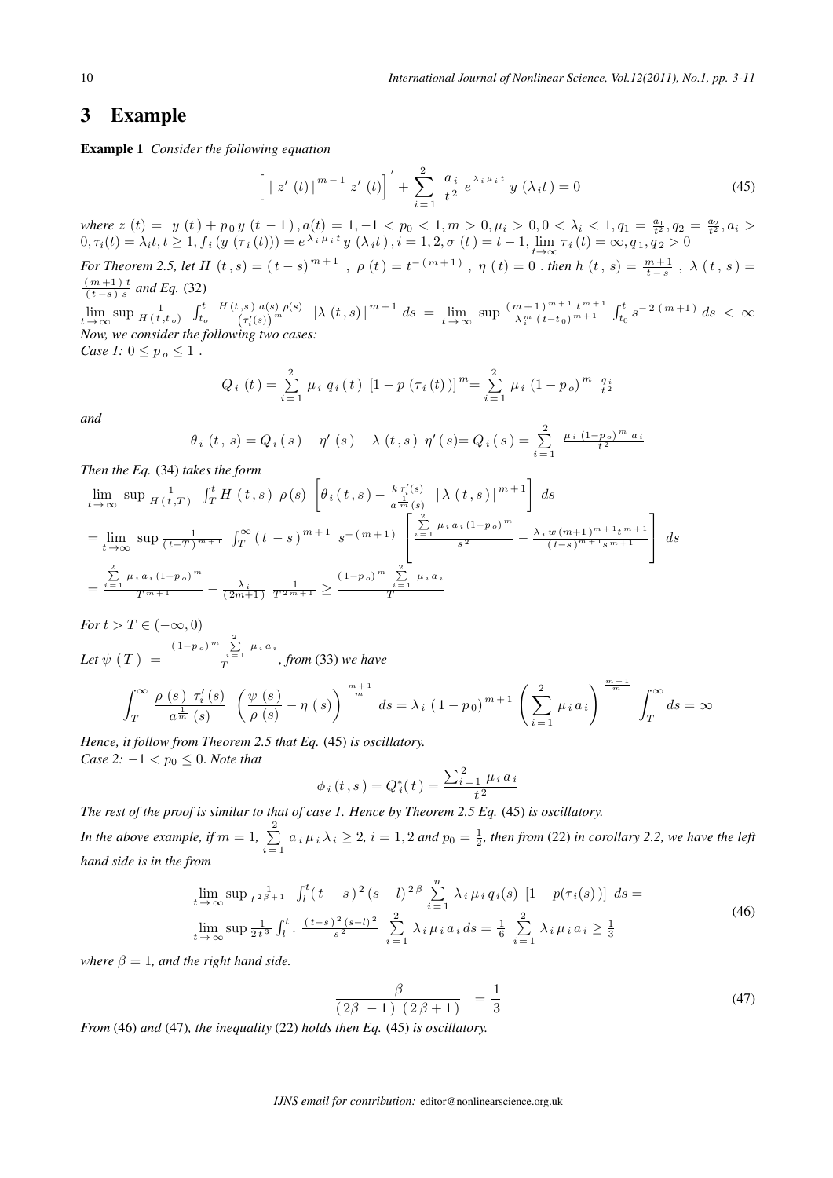## 3 Example

**Example 1** *Consider the following equation*

$$\left[ \left| z'(t) \right|^{m-1} z'(t) \right]' + \sum_{i=1}^{2} \frac{a_i}{t^2} e^{\lambda_i \mu_i t} y(\lambda_i t) = 0 \tag{45}$$

*where* $z(t) = y(t) + p_0 y(t-1), a(t) = 1, -1 < p_0 < 1, m > 0, \mu_i > 0, 0 < \lambda_i < 1, q_1 = \frac{a_1}{t^2}, q_2 = \frac{a_2}{t^2}, a_i > 0, \tau_i(t) = \lambda_i t, t \geq 1, f_i(y(\tau_i(t))) = e^{\lambda_i \mu_i t} y(\lambda_i t), i = 1, 2, \sigma(t) = t-1, \lim_{t \to \infty} \tau_i(t) = \infty, q_1, q_2 > 0$

*For Theorem 2.5, let* $H(t,s) = (t-s)^{m+1}$ , $\rho(t) = t^{-(m+1)}$ , $\eta(t) = 0$ *. then* $h(t,s) = \frac{m+1}{t-s}$ , $\lambda(t,s) = \frac{(m+1)t}{(t-s)s}$ *and Eq.* (32)

$\lim_{t \to \infty} \sup \frac{1}{H(t,t_o)} \int_{t_o}^{t} \frac{H(t,s)\, a(s)\, \rho(s)}{\left(\tau_i'(s)\right)^m} \left|\lambda(t,s)\right|^{m+1} ds = \lim_{t \to \infty} \sup \frac{(m+1)^{m+1} t^{m+1}}{\lambda_i^m (t-t_0)^{m+1}} \int_{t_0}^{t} s^{-2(m+1)} ds < \infty$

*Now, we consider the following two cases:*

*Case 1:* $0 \leq p_o \leq 1$ .

$$Q_i(t) = \sum_{i=1}^{2} \mu_i q_i(t) \left[1 - p(\tau_i(t))\right]^m = \sum_{i=1}^{2} \mu_i (1-p_o)^m \frac{q_i}{t^2}$$

*and*

$$\theta_i(t,s) = Q_i(s) - \eta'(s) - \lambda(t,s) \eta'(s) = Q_i(s) = \sum_{i=1}^{2} \frac{\mu_i (1-p_o)^m a_i}{t^2}$$

*Then the Eq.* (34) *takes the form*

$$\begin{aligned}
&\lim_{t \to \infty} \sup \frac{1}{H(t,T)} \int_T^t H(t,s)\, \rho(s) \left[\theta_i(t,s) - \frac{k\, \tau_i'(s)}{a^{\frac{1}{m}}(s)} \left|\lambda(t,s)\right|^{m+1}\right] ds \\
&= \lim_{t \to \infty} \sup \frac{1}{(t-T)^{m+1}} \int_T^{\infty} (t-s)^{m+1} s^{-(m+1)} \left[\frac{\sum_{i=1}^{2} \mu_i a_i (1-p_o)^m}{s^2} - \frac{\lambda_i w (m+1)^{m+1} t^{m+1}}{(t-s)^{m+1} s^{m+1}}\right] ds \\
&= \frac{\sum_{i=1}^{2} \mu_i a_i (1-p_o)^m}{T^{m+1}} - \frac{\lambda_i}{(2m+1)} \frac{1}{T^{2m+1}} \geq \frac{(1-p_o)^m \sum_{i=1}^{2} \mu_i a_i}{T}
\end{aligned}$$

*For* $t > T \in (-\infty, 0)$

*Let* $\psi(T) = \frac{(1-p_o)^m \sum_{i=1}^{2} \mu_i a_i}{T}$*, from* (33) *we have*

$$\int_T^{\infty} \frac{\rho(s)\, \tau_i'(s)}{a^{\frac{1}{m}}(s)} \left(\frac{\psi(s)}{\rho(s)} - \eta(s)\right)^{\frac{m+1}{m}} ds = \lambda_i (1-p_0)^{m+1} \left(\sum_{i=1}^{2} \mu_i a_i\right)^{\frac{m+1}{m}} \int_T^{\infty} ds = \infty$$

*Hence, it follow from Theorem 2.5 that Eq.* (45) *is oscillatory.*

*Case 2:* $-1 < p_0 \leq 0$*. Note that*

$$\phi_i(t,s) = Q_i^*(t) = \frac{\sum_{i=1}^{2} \mu_i a_i}{t^2}$$

*The rest of the proof is similar to that of case 1. Hence by Theorem 2.5 Eq.* (45) *is oscillatory.*

*In the above example, if* $m = 1$, $\sum_{i=1}^{2} a_i \mu_i \lambda_i \geq 2$, $i = 1, 2$ *and* $p_0 = \frac{1}{2}$*, then from* (22) *in corollary 2.2, we have the left hand side is in the from*

$$\begin{aligned}
&\lim_{t \to \infty} \sup \frac{1}{t^{2\beta+1}} \int_l^t (t-s)^2 (s-l)^{2\beta} \sum_{i=1}^{n} \lambda_i \mu_i q_i(s) \left[1 - p(\tau_i(s))\right] ds = \\
&\lim_{t \to \infty} \sup \frac{1}{2t^3} \int_l^t \cdot \frac{(t-s)^2 (s-l)^2}{s^2} \sum_{i=1}^{2} \lambda_i \mu_i a_i\, ds = \frac{1}{6} \sum_{i=1}^{2} \lambda_i \mu_i a_i \geq \frac{1}{3}
\end{aligned} \tag{46}$$

*where* $\beta = 1$*, and the right hand side.*

$$\frac{\beta}{(2\beta - 1)(2\beta + 1)} = \frac{1}{3} \tag{47}$$

*From* (46) *and* (47)*, the inequality* (22) *holds then Eq.* (45) *is oscillatory.*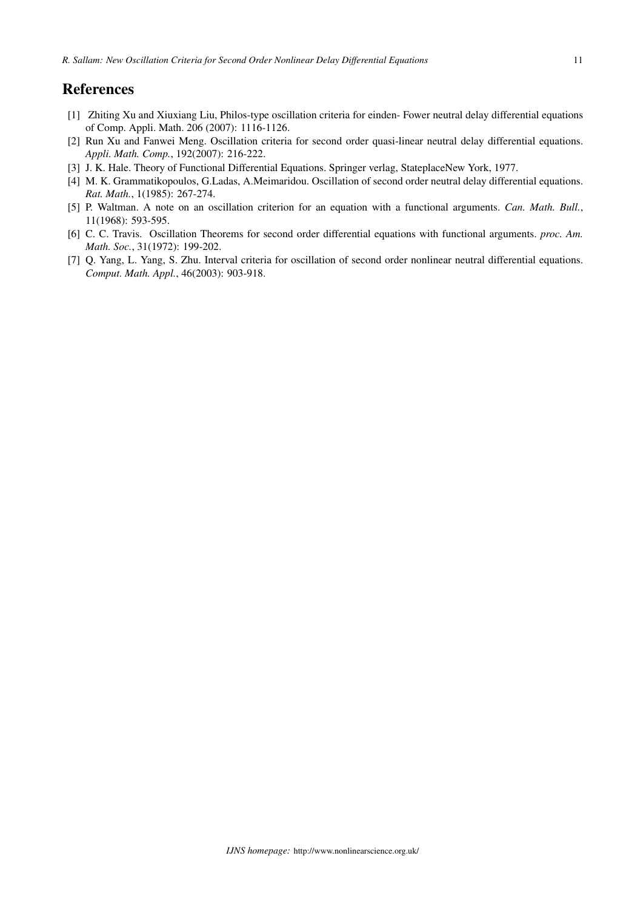# References

[1] Zhiting Xu and Xiuxiang Liu, Philos-type oscillation criteria for einden- Fower neutral delay differential equations of Comp. Appli. Math. 206 (2007): 1116-1126.

[2] Run Xu and Fanwei Meng. Oscillation criteria for second order quasi-linear neutral delay differential equations. *Appli. Math. Comp.*, 192(2007): 216-222.

[3] J. K. Hale. Theory of Functional Differential Equations. Springer verlag, StateplaceNew York, 1977.

[4] M. K. Grammatikopoulos, G.Ladas, A.Meimaridou. Oscillation of second order neutral delay differential equations. *Rat. Math.*, 1(1985): 267-274.

[5] P. Waltman. A note on an oscillation criterion for an equation with a functional arguments. *Can. Math. Bull.*, 11(1968): 593-595.

[6] C. C. Travis. Oscillation Theorems for second order differential equations with functional arguments. *proc. Am. Math. Soc.*, 31(1972): 199-202.

[7] Q. Yang, L. Yang, S. Zhu. Interval criteria for oscillation of second order nonlinear neutral differential equations. *Comput. Math. Appl.*, 46(2003): 903-918.